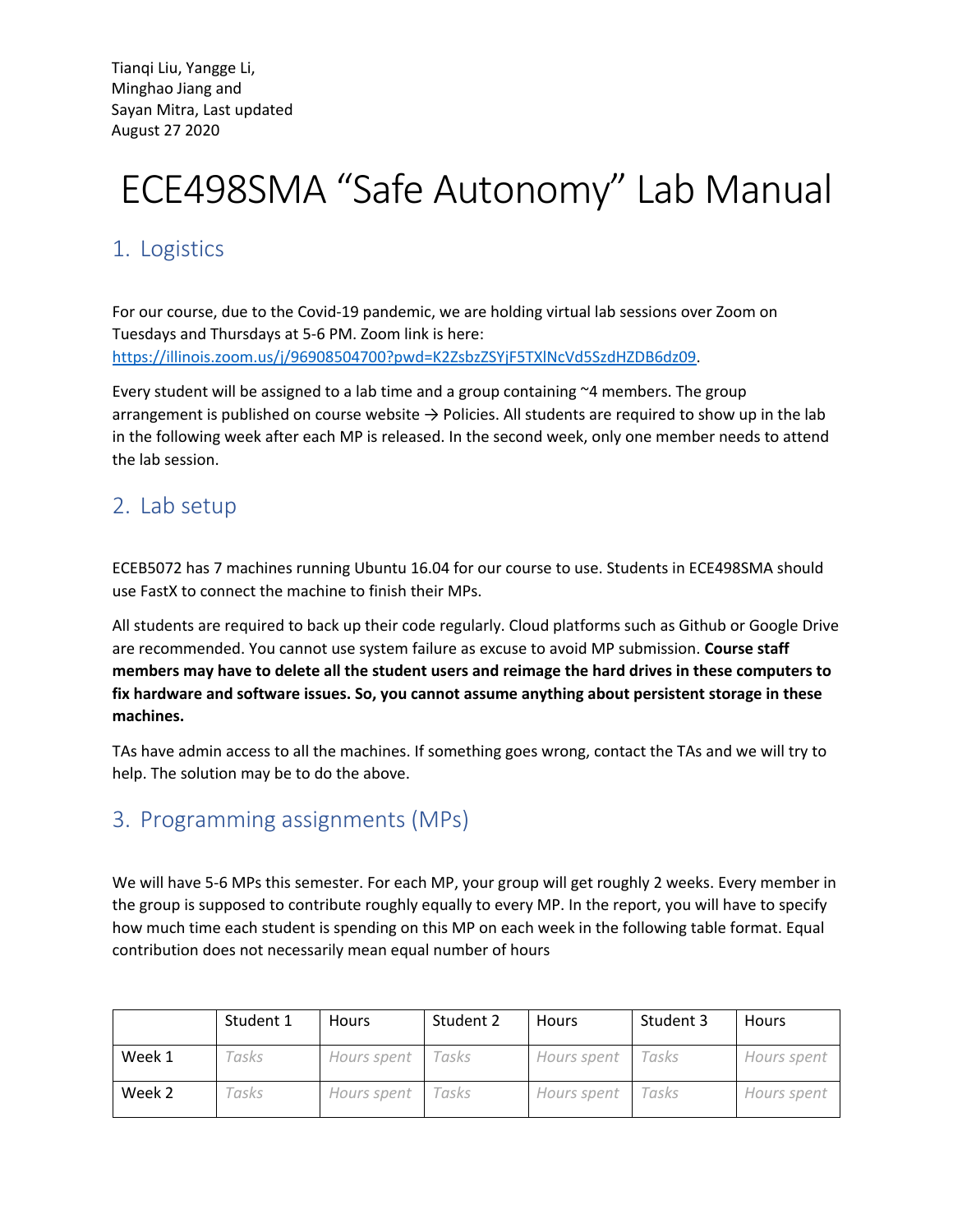Tianqi Liu, Yangge Li,
Minghao Jiang and
Sayan Mitra, Last updated
August 27 2020

# ECE498SMA "Safe Autonomy" Lab Manual

## 1. Logistics

For our course, due to the Covid-19 pandemic, we are holding virtual lab sessions over Zoom on Tuesdays and Thursdays at 5-6 PM. Zoom link is here: [https://illinois.zoom.us/j/96908504700?pwd=K2ZsbzZSYjF5TXlNcVd5SzdHZDB6dz09](https://illinois.zoom.us/j/96908504700?pwd=K2ZsbzZSYjF5TXlNcVd5SzdHZDB6dz09).

Every student will be assigned to a lab time and a group containing ~4 members. The group arrangement is published on course website → Policies. All students are required to show up in the lab in the following week after each MP is released. In the second week, only one member needs to attend the lab session.

## 2. Lab setup

ECEB5072 has 7 machines running Ubuntu 16.04 for our course to use. Students in ECE498SMA should use FastX to connect the machine to finish their MPs.

All students are required to back up their code regularly. Cloud platforms such as Github or Google Drive are recommended. You cannot use system failure as excuse to avoid MP submission. **Course staff members may have to delete all the student users and reimage the hard drives in these computers to fix hardware and software issues. So, you cannot assume anything about persistent storage in these machines.**

TAs have admin access to all the machines. If something goes wrong, contact the TAs and we will try to help. The solution may be to do the above.

## 3. Programming assignments (MPs)

We will have 5-6 MPs this semester. For each MP, your group will get roughly 2 weeks. Every member in the group is supposed to contribute roughly equally to every MP. In the report, you will have to specify how much time each student is spending on this MP on each week in the following table format. Equal contribution does not necessarily mean equal number of hours

| | Student 1 | Hours | Student 2 | Hours | Student 3 | Hours |
|---|---|---|---|---|---|---|
| Week 1 | *Tasks* | *Hours spent* | *Tasks* | *Hours spent* | *Tasks* | *Hours spent* |
| Week 2 | *Tasks* | *Hours spent* | *Tasks* | *Hours spent* | *Tasks* | *Hours spent* |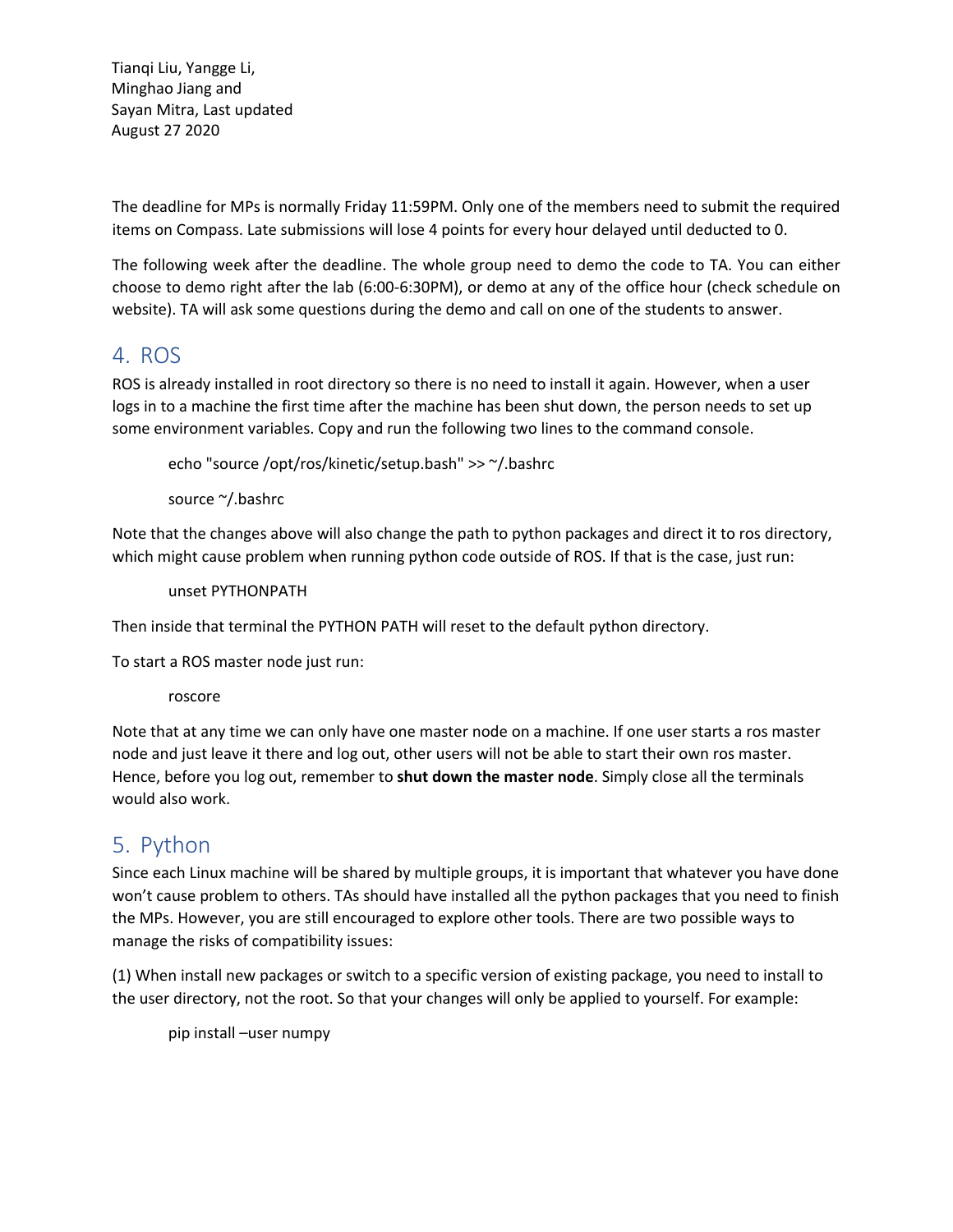Tianqi Liu, Yangge Li,
Minghao Jiang and
Sayan Mitra, Last updated
August 27 2020

The deadline for MPs is normally Friday 11:59PM. Only one of the members need to submit the required items on Compass. Late submissions will lose 4 points for every hour delayed until deducted to 0.

The following week after the deadline. The whole group need to demo the code to TA. You can either choose to demo right after the lab (6:00-6:30PM), or demo at any of the office hour (check schedule on website). TA will ask some questions during the demo and call on one of the students to answer.

## 4. ROS

ROS is already installed in root directory so there is no need to install it again. However, when a user logs in to a machine the first time after the machine has been shut down, the person needs to set up some environment variables. Copy and run the following two lines to the command console.

```
echo "source /opt/ros/kinetic/setup.bash" >> ~/.bashrc

source ~/.bashrc
```

Note that the changes above will also change the path to python packages and direct it to ros directory, which might cause problem when running python code outside of ROS. If that is the case, just run:

```
unset PYTHONPATH
```

Then inside that terminal the PYTHON PATH will reset to the default python directory.

To start a ROS master node just run:

```
roscore
```

Note that at any time we can only have one master node on a machine. If one user starts a ros master node and just leave it there and log out, other users will not be able to start their own ros master. Hence, before you log out, remember to **shut down the master node**. Simply close all the terminals would also work.

## 5. Python

Since each Linux machine will be shared by multiple groups, it is important that whatever you have done won't cause problem to others. TAs should have installed all the python packages that you need to finish the MPs. However, you are still encouraged to explore other tools. There are two possible ways to manage the risks of compatibility issues:

(1) When install new packages or switch to a specific version of existing package, you need to install to the user directory, not the root. So that your changes will only be applied to yourself. For example:

```
pip install –user numpy
```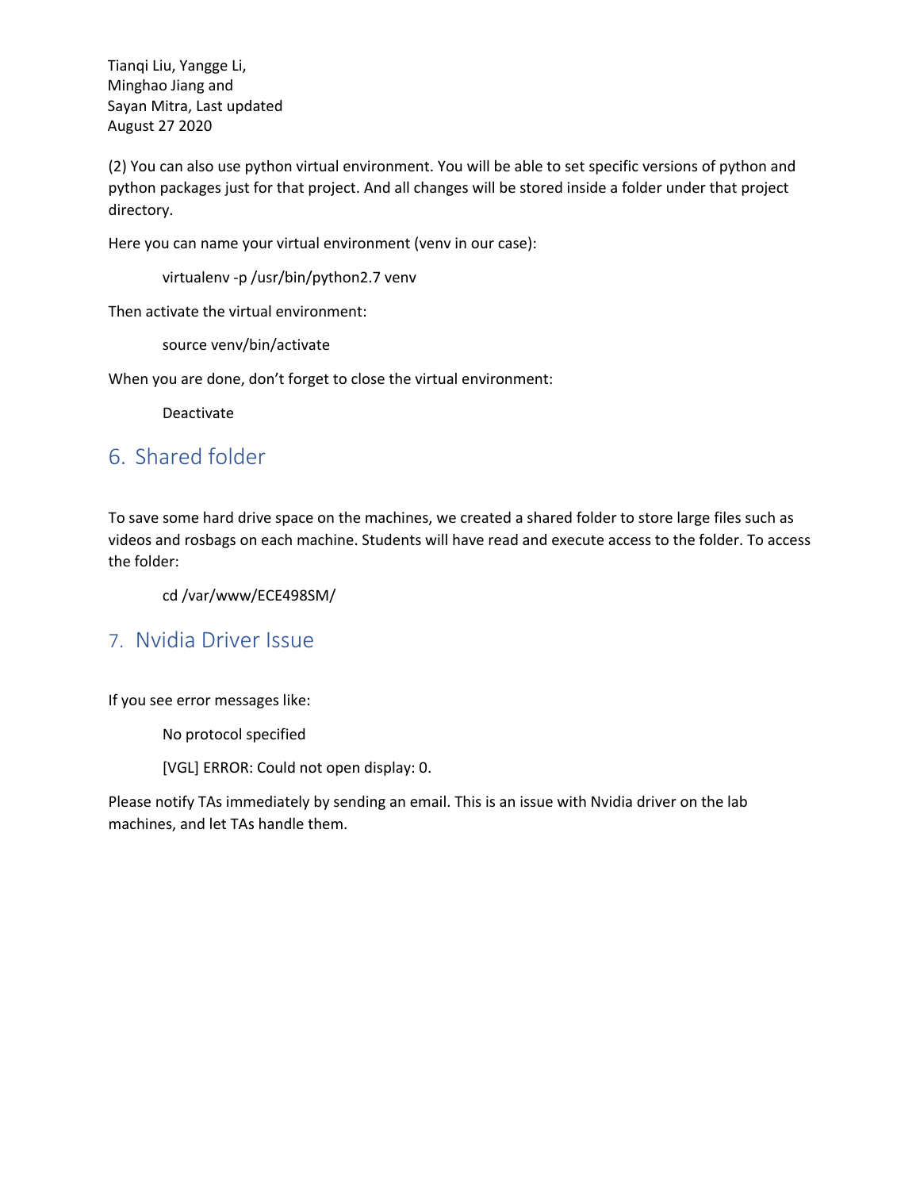Tianqi Liu, Yangge Li,
Minghao Jiang and
Sayan Mitra, Last updated
August 27 2020

(2) You can also use python virtual environment. You will be able to set specific versions of python and python packages just for that project. And all changes will be stored inside a folder under that project directory.

Here you can name your virtual environment (venv in our case):

```
virtualenv -p /usr/bin/python2.7 venv
```

Then activate the virtual environment:

```
source venv/bin/activate
```

When you are done, don't forget to close the virtual environment:

```
Deactivate
```

## 6. Shared folder

To save some hard drive space on the machines, we created a shared folder to store large files such as videos and rosbags on each machine. Students will have read and execute access to the folder. To access the folder:

```
cd /var/www/ECE498SM/
```

## 7. Nvidia Driver Issue

If you see error messages like:

```
No protocol specified

[VGL] ERROR: Could not open display: 0.
```

Please notify TAs immediately by sending an email. This is an issue with Nvidia driver on the lab machines, and let TAs handle them.